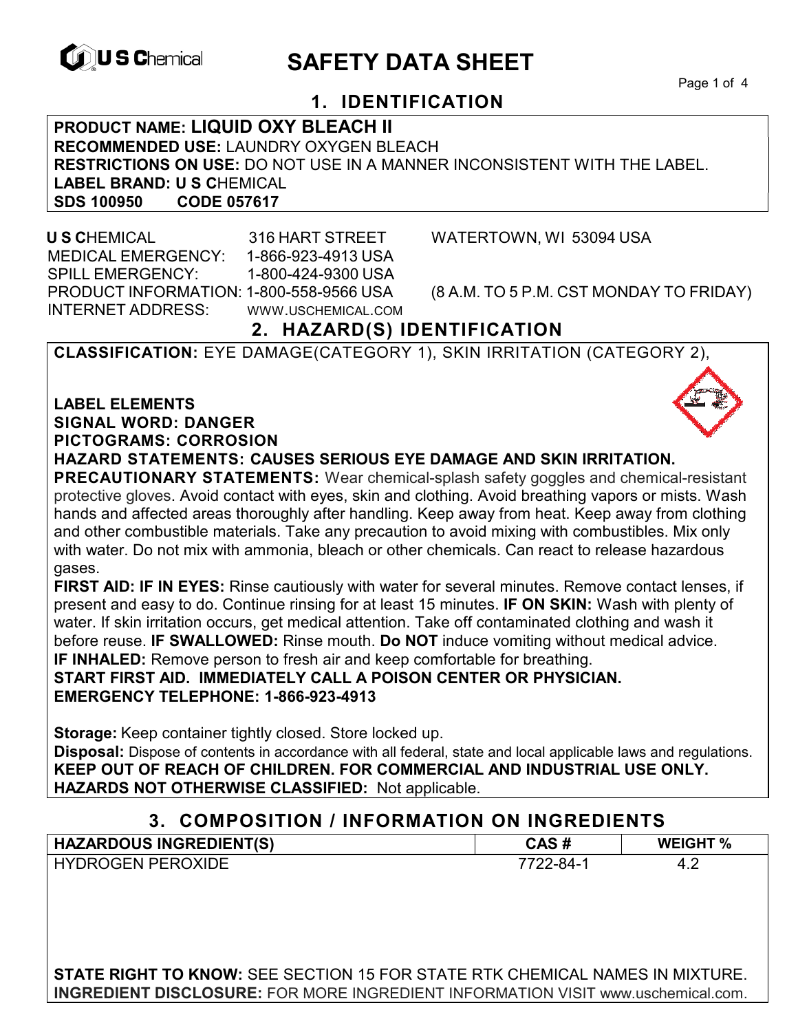U S Chemical

# SAFETY DATA SHEET

## 1. IDENTIFICATION

**PRODUCT NAME: LIQUID OXY BLEACH II**
**RECOMMENDED USE:** LAUNDRY OXYGEN BLEACH
**RESTRICTIONS ON USE:** DO NOT USE IN A MANNER INCONSISTENT WITH THE LABEL.
**LABEL BRAND: U S C**HEMICAL
**SDS 100950 CODE 057617**

**U S C**HEMICAL 316 HART STREET WATERTOWN, WI 53094 USA
MEDICAL EMERGENCY: 1-866-923-4913 USA
SPILL EMERGENCY: 1-800-424-9300 USA
PRODUCT INFORMATION: 1-800-558-9566 USA (8 A.M. TO 5 P.M. CST MONDAY TO FRIDAY)
INTERNET ADDRESS: WWW.USCHEMICAL.COM

## 2. HAZARD(S) IDENTIFICATION

**CLASSIFICATION:** EYE DAMAGE(CATEGORY 1), SKIN IRRITATION (CATEGORY 2),

**LABEL ELEMENTS**
**SIGNAL WORD: DANGER**
**PICTOGRAMS: CORROSION**
**HAZARD STATEMENTS: CAUSES SERIOUS EYE DAMAGE AND SKIN IRRITATION.**
**PRECAUTIONARY STATEMENTS:** Wear chemical-splash safety goggles and chemical-resistant protective gloves. Avoid contact with eyes, skin and clothing. Avoid breathing vapors or mists. Wash hands and affected areas thoroughly after handling. Keep away from heat. Keep away from clothing and other combustible materials. Take any precaution to avoid mixing with combustibles. Mix only with water. Do not mix with ammonia, bleach or other chemicals. Can react to release hazardous gases.
**FIRST AID: IF IN EYES:** Rinse cautiously with water for several minutes. Remove contact lenses, if present and easy to do. Continue rinsing for at least 15 minutes. **IF ON SKIN:** Wash with plenty of water. If skin irritation occurs, get medical attention. Take off contaminated clothing and wash it before reuse. **IF SWALLOWED:** Rinse mouth. **Do NOT** induce vomiting without medical advice. **IF INHALED:** Remove person to fresh air and keep comfortable for breathing.
**START FIRST AID. IMMEDIATELY CALL A POISON CENTER OR PHYSICIAN.**
**EMERGENCY TELEPHONE: 1-866-923-4913**

**Storage:** Keep container tightly closed. Store locked up.
**Disposal:** Dispose of contents in accordance with all federal, state and local applicable laws and regulations.
**KEEP OUT OF REACH OF CHILDREN. FOR COMMERCIAL AND INDUSTRIAL USE ONLY.**
**HAZARDS NOT OTHERWISE CLASSIFIED:** Not applicable.

## 3. COMPOSITION / INFORMATION ON INGREDIENTS

| HAZARDOUS INGREDIENT(S) | CAS # | WEIGHT % |
|---|---|---|
| HYDROGEN PEROXIDE | 7722-84-1 | 4.2 |

**STATE RIGHT TO KNOW:** SEE SECTION 15 FOR STATE RTK CHEMICAL NAMES IN MIXTURE.
**INGREDIENT DISCLOSURE:** FOR MORE INGREDIENT INFORMATION VISIT www.uschemical.com.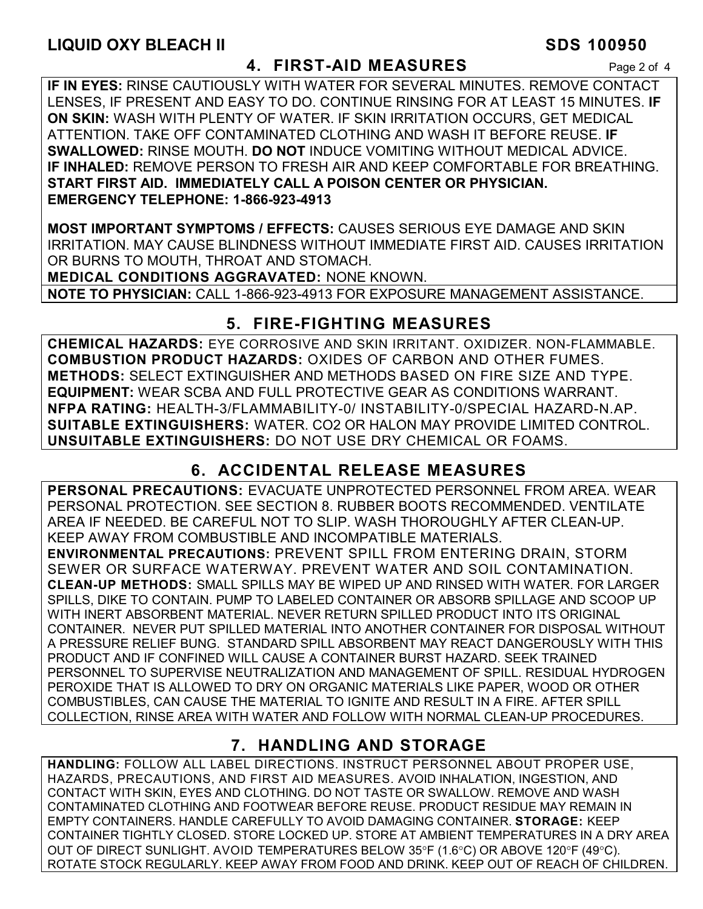## 4. FIRST-AID MEASURES

**IF IN EYES:** RINSE CAUTIOUSLY WITH WATER FOR SEVERAL MINUTES. REMOVE CONTACT LENSES, IF PRESENT AND EASY TO DO. CONTINUE RINSING FOR AT LEAST 15 MINUTES. **IF ON SKIN:** WASH WITH PLENTY OF WATER. IF SKIN IRRITATION OCCURS, GET MEDICAL ATTENTION. TAKE OFF CONTAMINATED CLOTHING AND WASH IT BEFORE REUSE. **IF SWALLOWED:** RINSE MOUTH. **DO NOT** INDUCE VOMITING WITHOUT MEDICAL ADVICE. **IF INHALED:** REMOVE PERSON TO FRESH AIR AND KEEP COMFORTABLE FOR BREATHING. **START FIRST AID. IMMEDIATELY CALL A POISON CENTER OR PHYSICIAN. EMERGENCY TELEPHONE: 1-866-923-4913**

**MOST IMPORTANT SYMPTOMS / EFFECTS:** CAUSES SERIOUS EYE DAMAGE AND SKIN IRRITATION. MAY CAUSE BLINDNESS WITHOUT IMMEDIATE FIRST AID. CAUSES IRRITATION OR BURNS TO MOUTH, THROAT AND STOMACH.
**MEDICAL CONDITIONS AGGRAVATED:** NONE KNOWN.

**NOTE TO PHYSICIAN:** CALL 1-866-923-4913 FOR EXPOSURE MANAGEMENT ASSISTANCE.

## 5. FIRE-FIGHTING MEASURES

**CHEMICAL HAZARDS:** EYE CORROSIVE AND SKIN IRRITANT. OXIDIZER. NON-FLAMMABLE.
**COMBUSTION PRODUCT HAZARDS:** OXIDES OF CARBON AND OTHER FUMES.
**METHODS:** SELECT EXTINGUISHER AND METHODS BASED ON FIRE SIZE AND TYPE.
**EQUIPMENT:** WEAR SCBA AND FULL PROTECTIVE GEAR AS CONDITIONS WARRANT.
**NFPA RATING:** HEALTH-3/FLAMMABILITY-0/ INSTABILITY-0/SPECIAL HAZARD-N.AP.
**SUITABLE EXTINGUISHERS:** WATER. CO2 OR HALON MAY PROVIDE LIMITED CONTROL.
**UNSUITABLE EXTINGUISHERS:** DO NOT USE DRY CHEMICAL OR FOAMS.

## 6. ACCIDENTAL RELEASE MEASURES

**PERSONAL PRECAUTIONS:** EVACUATE UNPROTECTED PERSONNEL FROM AREA. WEAR PERSONAL PROTECTION. SEE SECTION 8. RUBBER BOOTS RECOMMENDED. VENTILATE AREA IF NEEDED. BE CAREFUL NOT TO SLIP. WASH THOROUGHLY AFTER CLEAN-UP. KEEP AWAY FROM COMBUSTIBLE AND INCOMPATIBLE MATERIALS.
**ENVIRONMENTAL PRECAUTIONS:** PREVENT SPILL FROM ENTERING DRAIN, STORM SEWER OR SURFACE WATERWAY. PREVENT WATER AND SOIL CONTAMINATION.
**CLEAN-UP METHODS:** SMALL SPILLS MAY BE WIPED UP AND RINSED WITH WATER. FOR LARGER SPILLS, DIKE TO CONTAIN. PUMP TO LABELED CONTAINER OR ABSORB SPILLAGE AND SCOOP UP WITH INERT ABSORBENT MATERIAL. NEVER RETURN SPILLED PRODUCT INTO ITS ORIGINAL CONTAINER. NEVER PUT SPILLED MATERIAL INTO ANOTHER CONTAINER FOR DISPOSAL WITHOUT A PRESSURE RELIEF BUNG. STANDARD SPILL ABSORBENT MAY REACT DANGEROUSLY WITH THIS PRODUCT AND IF CONFINED WILL CAUSE A CONTAINER BURST HAZARD. SEEK TRAINED PERSONNEL TO SUPERVISE NEUTRALIZATION AND MANAGEMENT OF SPILL. RESIDUAL HYDROGEN PEROXIDE THAT IS ALLOWED TO DRY ON ORGANIC MATERIALS LIKE PAPER, WOOD OR OTHER COMBUSTIBLES, CAN CAUSE THE MATERIAL TO IGNITE AND RESULT IN A FIRE. AFTER SPILL COLLECTION, RINSE AREA WITH WATER AND FOLLOW WITH NORMAL CLEAN-UP PROCEDURES.

## 7. HANDLING AND STORAGE

**HANDLING:** FOLLOW ALL LABEL DIRECTIONS. INSTRUCT PERSONNEL ABOUT PROPER USE, HAZARDS, PRECAUTIONS, AND FIRST AID MEASURES. AVOID INHALATION, INGESTION, AND CONTACT WITH SKIN, EYES AND CLOTHING. DO NOT TASTE OR SWALLOW. REMOVE AND WASH CONTAMINATED CLOTHING AND FOOTWEAR BEFORE REUSE. PRODUCT RESIDUE MAY REMAIN IN EMPTY CONTAINERS. HANDLE CAREFULLY TO AVOID DAMAGING CONTAINER. **STORAGE:** KEEP CONTAINER TIGHTLY CLOSED. STORE LOCKED UP. STORE AT AMBIENT TEMPERATURES IN A DRY AREA OUT OF DIRECT SUNLIGHT. AVOID TEMPERATURES BELOW 35°F (1.6°C) OR ABOVE 120°F (49°C). ROTATE STOCK REGULARLY. KEEP AWAY FROM FOOD AND DRINK. KEEP OUT OF REACH OF CHILDREN.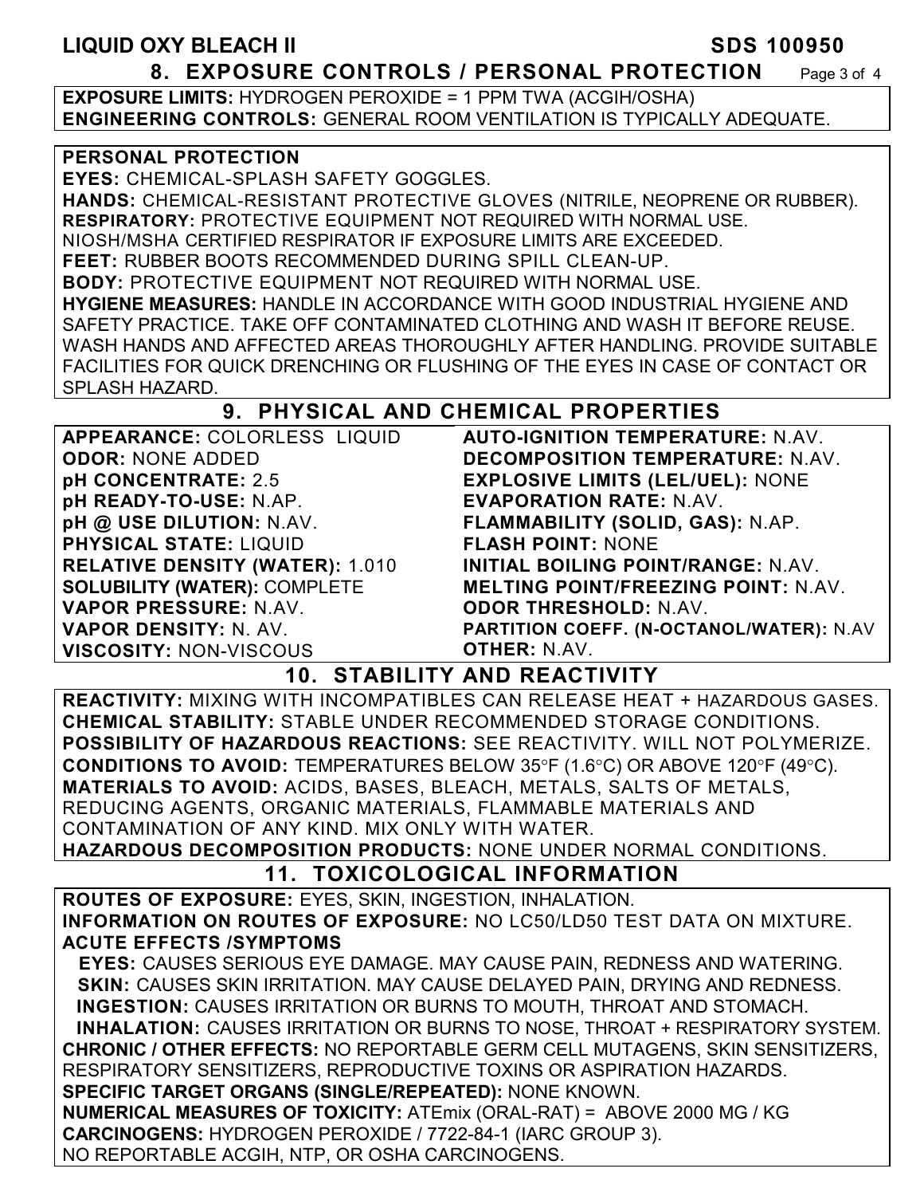## 8. EXPOSURE CONTROLS / PERSONAL PROTECTION

**EXPOSURE LIMITS:** HYDROGEN PEROXIDE = 1 PPM TWA (ACGIH/OSHA)
**ENGINEERING CONTROLS:** GENERAL ROOM VENTILATION IS TYPICALLY ADEQUATE.

**PERSONAL PROTECTION**
**EYES:** CHEMICAL-SPLASH SAFETY GOGGLES.
**HANDS:** CHEMICAL-RESISTANT PROTECTIVE GLOVES (NITRILE, NEOPRENE OR RUBBER).
**RESPIRATORY:** PROTECTIVE EQUIPMENT NOT REQUIRED WITH NORMAL USE.
NIOSH/MSHA CERTIFIED RESPIRATOR IF EXPOSURE LIMITS ARE EXCEEDED.
**FEET:** RUBBER BOOTS RECOMMENDED DURING SPILL CLEAN-UP.
**BODY:** PROTECTIVE EQUIPMENT NOT REQUIRED WITH NORMAL USE.
**HYGIENE MEASURES:** HANDLE IN ACCORDANCE WITH GOOD INDUSTRIAL HYGIENE AND SAFETY PRACTICE. TAKE OFF CONTAMINATED CLOTHING AND WASH IT BEFORE REUSE. WASH HANDS AND AFFECTED AREAS THOROUGHLY AFTER HANDLING. PROVIDE SUITABLE FACILITIES FOR QUICK DRENCHING OR FLUSHING OF THE EYES IN CASE OF CONTACT OR SPLASH HAZARD.

## 9. PHYSICAL AND CHEMICAL PROPERTIES

**APPEARANCE:** COLORLESS LIQUID
**ODOR:** NONE ADDED
**pH CONCENTRATE:** 2.5
**pH READY-TO-USE:** N.AP.
**pH @ USE DILUTION:** N.AV.
**PHYSICAL STATE:** LIQUID
**RELATIVE DENSITY (WATER):** 1.010
**SOLUBILITY (WATER):** COMPLETE
**VAPOR PRESSURE:** N.AV.
**VAPOR DENSITY:** N. AV.
**VISCOSITY:** NON-VISCOUS
**AUTO-IGNITION TEMPERATURE:** N.AV.
**DECOMPOSITION TEMPERATURE:** N.AV.
**EXPLOSIVE LIMITS (LEL/UEL):** NONE
**EVAPORATION RATE:** N.AV.
**FLAMMABILITY (SOLID, GAS):** N.AP.
**FLASH POINT:** NONE
**INITIAL BOILING POINT/RANGE:** N.AV.
**MELTING POINT/FREEZING POINT:** N.AV.
**ODOR THRESHOLD:** N.AV.
**PARTITION COEFF. (N-OCTANOL/WATER):** N.AV
**OTHER:** N.AV.

## 10. STABILITY AND REACTIVITY

**REACTIVITY:** MIXING WITH INCOMPATIBLES CAN RELEASE HEAT + HAZARDOUS GASES.
**CHEMICAL STABILITY:** STABLE UNDER RECOMMENDED STORAGE CONDITIONS.
**POSSIBILITY OF HAZARDOUS REACTIONS:** SEE REACTIVITY. WILL NOT POLYMERIZE.
**CONDITIONS TO AVOID:** TEMPERATURES BELOW 35°F (1.6°C) OR ABOVE 120°F (49°C).
**MATERIALS TO AVOID:** ACIDS, BASES, BLEACH, METALS, SALTS OF METALS, REDUCING AGENTS, ORGANIC MATERIALS, FLAMMABLE MATERIALS AND CONTAMINATION OF ANY KIND. MIX ONLY WITH WATER.
**HAZARDOUS DECOMPOSITION PRODUCTS:** NONE UNDER NORMAL CONDITIONS.

## 11. TOXICOLOGICAL INFORMATION

**ROUTES OF EXPOSURE:** EYES, SKIN, INGESTION, INHALATION.
**INFORMATION ON ROUTES OF EXPOSURE:** NO LC50/LD50 TEST DATA ON MIXTURE.
**ACUTE EFFECTS /SYMPTOMS**
**EYES:** CAUSES SERIOUS EYE DAMAGE. MAY CAUSE PAIN, REDNESS AND WATERING.
**SKIN:** CAUSES SKIN IRRITATION. MAY CAUSE DELAYED PAIN, DRYING AND REDNESS.
**INGESTION:** CAUSES IRRITATION OR BURNS TO MOUTH, THROAT AND STOMACH.
**INHALATION:** CAUSES IRRITATION OR BURNS TO NOSE, THROAT + RESPIRATORY SYSTEM.
**CHRONIC / OTHER EFFECTS:** NO REPORTABLE GERM CELL MUTAGENS, SKIN SENSITIZERS, RESPIRATORY SENSITIZERS, REPRODUCTIVE TOXINS OR ASPIRATION HAZARDS.
**SPECIFIC TARGET ORGANS (SINGLE/REPEATED):** NONE KNOWN.
**NUMERICAL MEASURES OF TOXICITY:** ATEmix (ORAL-RAT) = ABOVE 2000 MG / KG
**CARCINOGENS:** HYDROGEN PEROXIDE / 7722-84-1 (IARC GROUP 3).
NO REPORTABLE ACGIH, NTP, OR OSHA CARCINOGENS.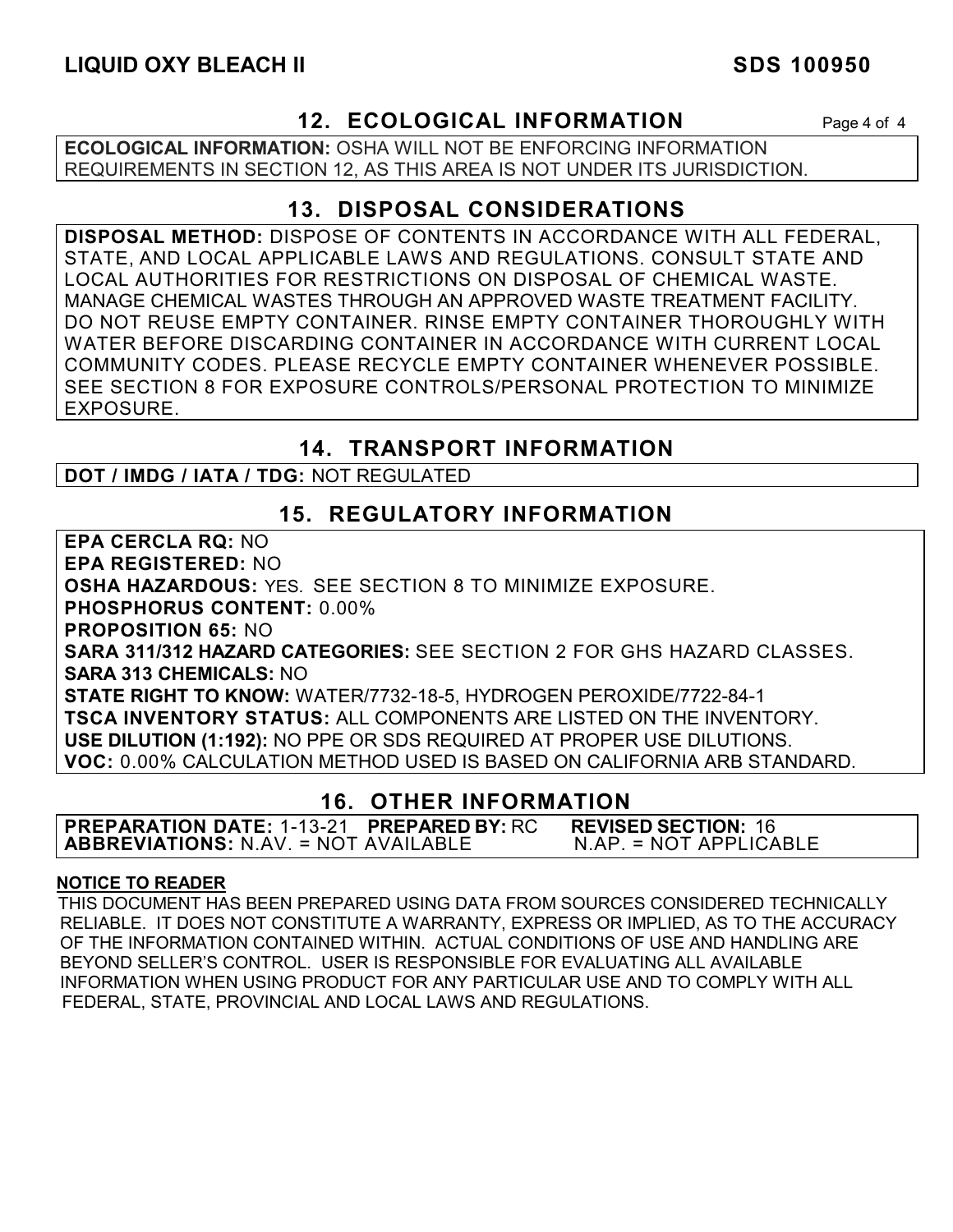## 12. ECOLOGICAL INFORMATION

**ECOLOGICAL INFORMATION:** OSHA WILL NOT BE ENFORCING INFORMATION REQUIREMENTS IN SECTION 12, AS THIS AREA IS NOT UNDER ITS JURISDICTION.

## 13. DISPOSAL CONSIDERATIONS

**DISPOSAL METHOD:** DISPOSE OF CONTENTS IN ACCORDANCE WITH ALL FEDERAL, STATE, AND LOCAL APPLICABLE LAWS AND REGULATIONS. CONSULT STATE AND LOCAL AUTHORITIES FOR RESTRICTIONS ON DISPOSAL OF CHEMICAL WASTE. MANAGE CHEMICAL WASTES THROUGH AN APPROVED WASTE TREATMENT FACILITY. DO NOT REUSE EMPTY CONTAINER. RINSE EMPTY CONTAINER THOROUGHLY WITH WATER BEFORE DISCARDING CONTAINER IN ACCORDANCE WITH CURRENT LOCAL COMMUNITY CODES. PLEASE RECYCLE EMPTY CONTAINER WHENEVER POSSIBLE. SEE SECTION 8 FOR EXPOSURE CONTROLS/PERSONAL PROTECTION TO MINIMIZE EXPOSURE.

## 14. TRANSPORT INFORMATION

**DOT / IMDG / IATA / TDG:** NOT REGULATED

## 15. REGULATORY INFORMATION

**EPA CERCLA RQ:** NO
**EPA REGISTERED:** NO
**OSHA HAZARDOUS:** YES. SEE SECTION 8 TO MINIMIZE EXPOSURE.
**PHOSPHORUS CONTENT:** 0.00%
**PROPOSITION 65:** NO
**SARA 311/312 HAZARD CATEGORIES:** SEE SECTION 2 FOR GHS HAZARD CLASSES.
**SARA 313 CHEMICALS:** NO
**STATE RIGHT TO KNOW:** WATER/7732-18-5, HYDROGEN PEROXIDE/7722-84-1
**TSCA INVENTORY STATUS:** ALL COMPONENTS ARE LISTED ON THE INVENTORY.
**USE DILUTION (1:192):** NO PPE OR SDS REQUIRED AT PROPER USE DILUTIONS.
**VOC:** 0.00% CALCULATION METHOD USED IS BASED ON CALIFORNIA ARB STANDARD.

## 16. OTHER INFORMATION

**PREPARATION DATE:** 1-13-21 **PREPARED BY:** RC **REVISED SECTION:** 16
**ABBREVIATIONS:** N.AV. = NOT AVAILABLE N.AP. = NOT APPLICABLE

**NOTICE TO READER**

THIS DOCUMENT HAS BEEN PREPARED USING DATA FROM SOURCES CONSIDERED TECHNICALLY RELIABLE. IT DOES NOT CONSTITUTE A WARRANTY, EXPRESS OR IMPLIED, AS TO THE ACCURACY OF THE INFORMATION CONTAINED WITHIN. ACTUAL CONDITIONS OF USE AND HANDLING ARE BEYOND SELLER'S CONTROL. USER IS RESPONSIBLE FOR EVALUATING ALL AVAILABLE INFORMATION WHEN USING PRODUCT FOR ANY PARTICULAR USE AND TO COMPLY WITH ALL FEDERAL, STATE, PROVINCIAL AND LOCAL LAWS AND REGULATIONS.